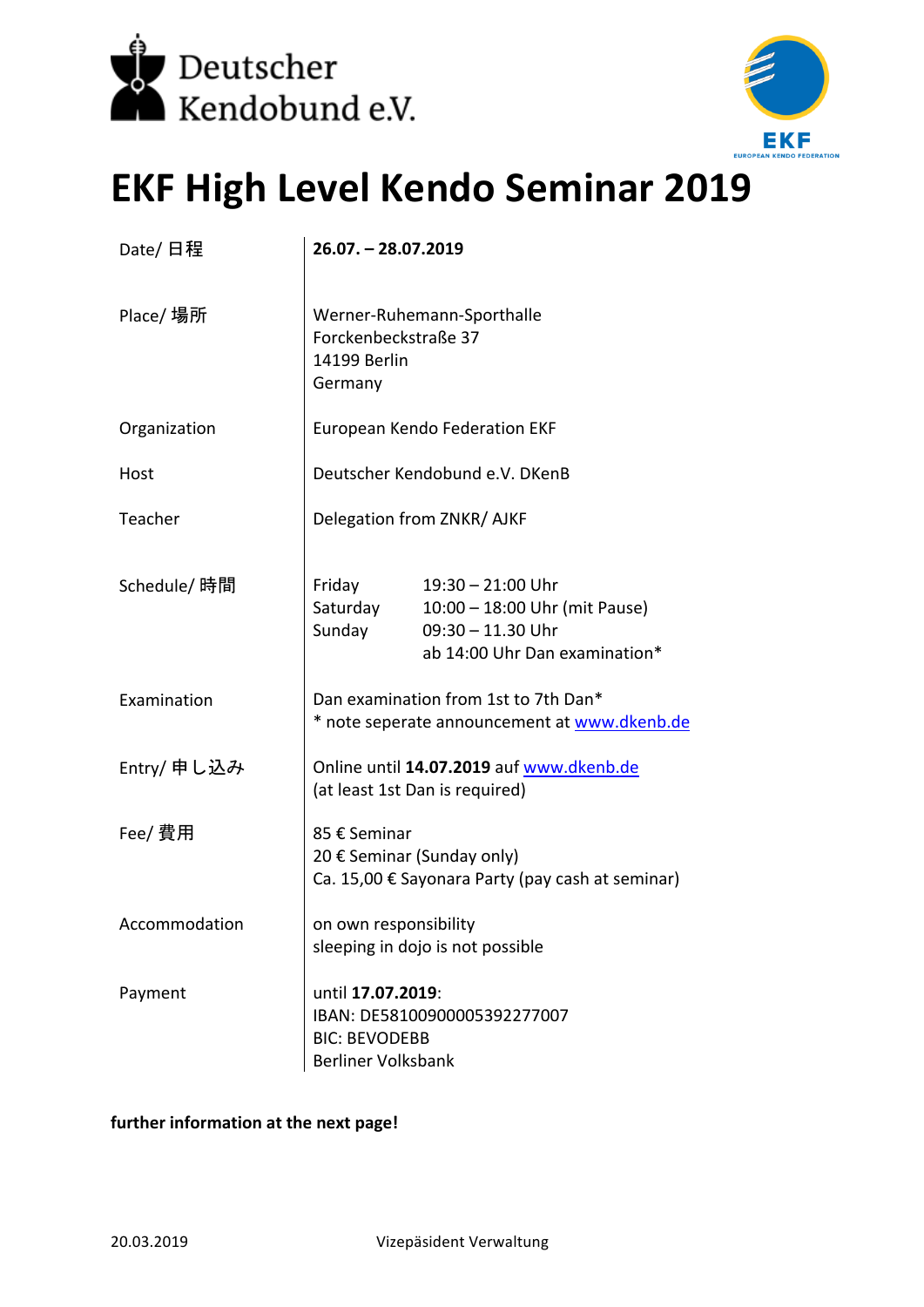Deutscher Kendobund e.V.

EKF
EUROPEAN KENDO FEDERATION

# EKF High Level Kendo Seminar 2019

| | |
|---|---|
| Date/ 日程 | **26.07. – 28.07.2019** |
| Place/ 場所 | Werner-Ruhemann-Sporthalle<br>Forckenbeckstraße 37<br>14199 Berlin<br>Germany |
| Organization | European Kendo Federation EKF |
| Host | Deutscher Kendobund e.V. DKenB |
| Teacher | Delegation from ZNKR/ AJKF |
| Schedule/ 時間 | Friday 19:30 – 21:00 Uhr<br>Saturday 10:00 – 18:00 Uhr (mit Pause)<br>Sunday 09:30 – 11.30 Uhr<br>ab 14:00 Uhr Dan examination* |
| Examination | Dan examination from 1st to 7th Dan*<br>* note seperate announcement at www.dkenb.de |
| Entry/ 申し込み | Online until **14.07.2019** auf www.dkenb.de<br>(at least 1st Dan is required) |
| Fee/ 費用 | 85 € Seminar<br>20 € Seminar (Sunday only)<br>Ca. 15,00 € Sayonara Party (pay cash at seminar) |
| Accommodation | on own responsibility<br>sleeping in dojo is not possible |
| Payment | until **17.07.2019**:<br>IBAN: DE58100900005392277007<br>BIC: BEVODEBB<br>Berliner Volksbank |

**further information at the next page!**

20.03.2019 Vizepäsident Verwaltung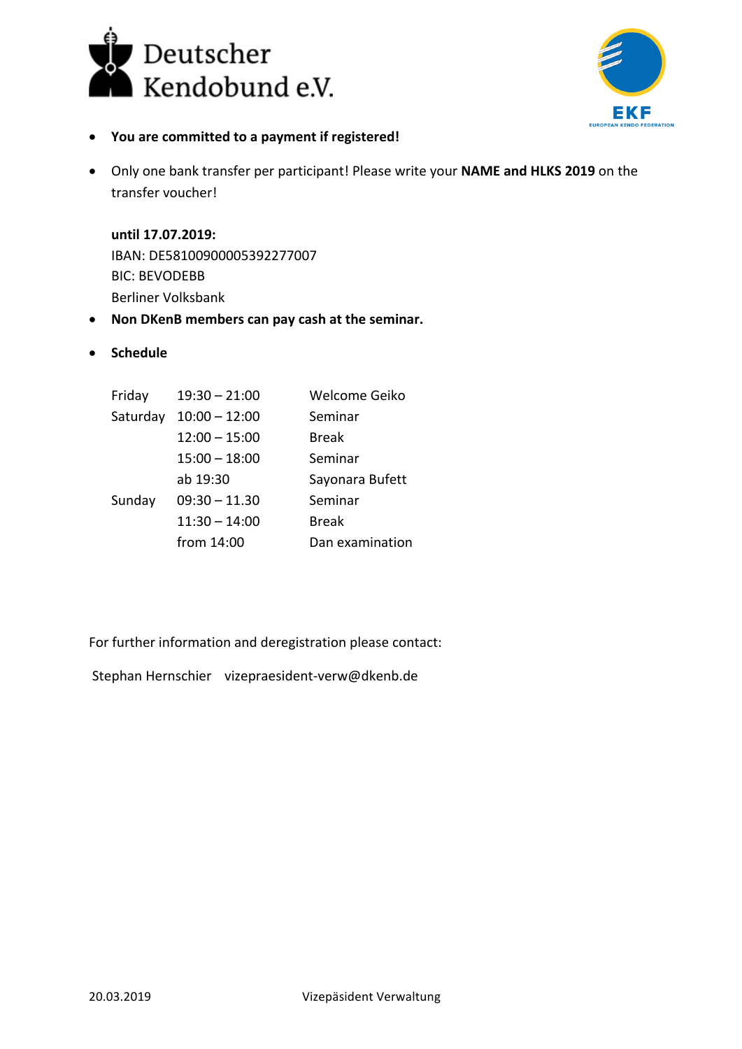- **You are committed to a payment if registered!**
- Only one bank transfer per participant! Please write your **NAME and HLKS 2019** on the transfer voucher!

  **until 17.07.2019:**
  IBAN: DE58100900005392277007
  BIC: BEVODEBB
  Berliner Volksbank
- **Non DKenB members can pay cash at the seminar.**
- **Schedule**

| | | |
|---|---|---|
| Friday | 19:30 – 21:00 | Welcome Geiko |
| Saturday | 10:00 – 12:00 | Seminar |
| | 12:00 – 15:00 | Break |
| | 15:00 – 18:00 | Seminar |
| | ab 19:30 | Sayonara Bufett |
| Sunday | 09:30 – 11.30 | Seminar |
| | 11:30 – 14:00 | Break |
| | from 14:00 | Dan examination |

For further information and deregistration please contact:

Stephan Hernschier vizepraesident-verw@dkenb.de

20.03.2019 Vizepäsident Verwaltung